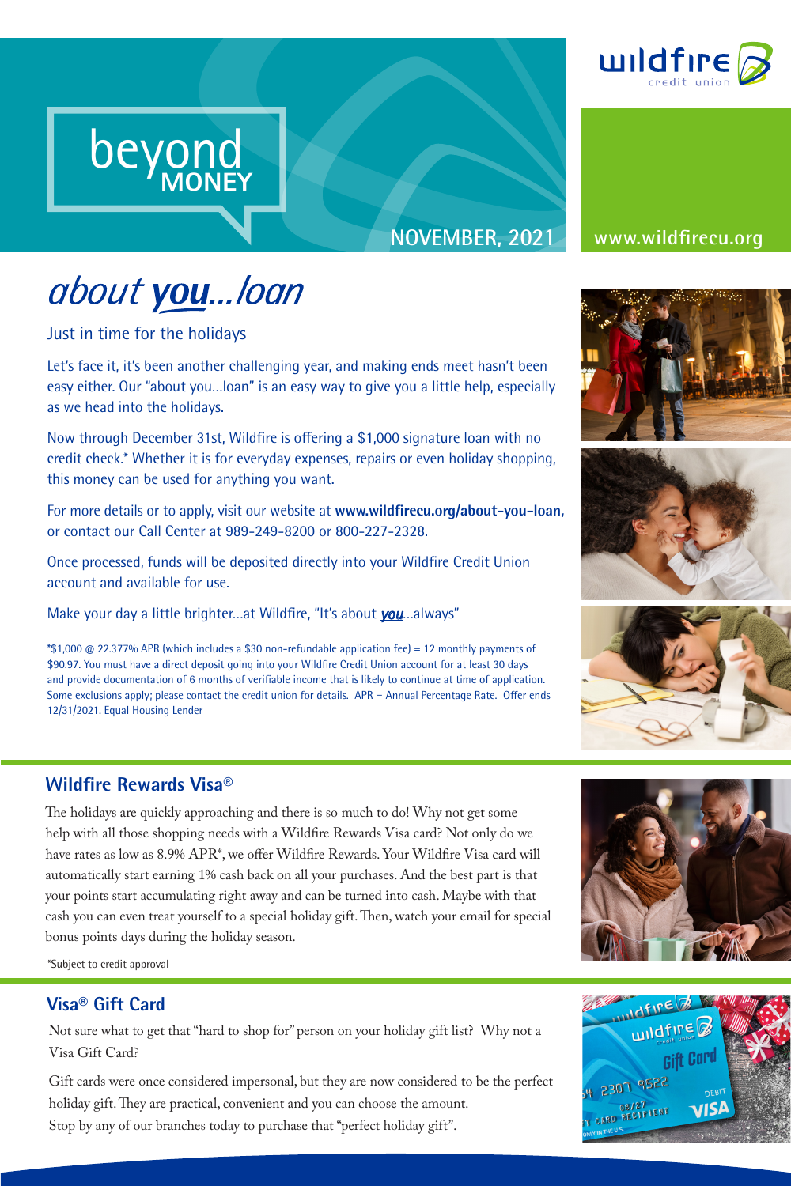# beyond MONEY

NOVEMBER, 2021

www.wildfirecu.org

## *about **you**...loan*

Just in time for the holidays

Let's face it, it's been another challenging year, and making ends meet hasn't been easy either. Our "about you...loan" is an easy way to give you a little help, especially as we head into the holidays.

Now through December 31st, Wildfire is offering a $1,000 signature loan with no credit check.* Whether it is for everyday expenses, repairs or even holiday shopping, this money can be used for anything you want.

For more details or to apply, visit our website at **www.wildfirecu.org/about-you-loan,** or contact our Call Center at 989-249-8200 or 800-227-2328.

Once processed, funds will be deposited directly into your Wildfire Credit Union account and available for use.

Make your day a little brighter...at Wildfire, "It's about ***you***...always"

*$1,000 @ 22.377% APR (which includes a $30 non-refundable application fee) = 12 monthly payments of $90.97. You must have a direct deposit going into your Wildfire Credit Union account for at least 30 days and provide documentation of 6 months of verifiable income that is likely to continue at time of application. Some exclusions apply; please contact the credit union for details. APR = Annual Percentage Rate. Offer ends 12/31/2021. Equal Housing Lender

## Wildfire Rewards Visa®

The holidays are quickly approaching and there is so much to do! Why not get some help with all those shopping needs with a Wildfire Rewards Visa card? Not only do we have rates as low as 8.9% APR*, we offer Wildfire Rewards. Your Wildfire Visa card will automatically start earning 1% cash back on all your purchases. And the best part is that your points start accumulating right away and can be turned into cash. Maybe with that cash you can even treat yourself to a special holiday gift. Then, watch your email for special bonus points days during the holiday season.

*Subject to credit approval

## Visa® Gift Card

Not sure what to get that "hard to shop for" person on your holiday gift list? Why not a Visa Gift Card?

Gift cards were once considered impersonal, but they are now considered to be the perfect holiday gift. They are practical, convenient and you can choose the amount. Stop by any of our branches today to purchase that "perfect holiday gift".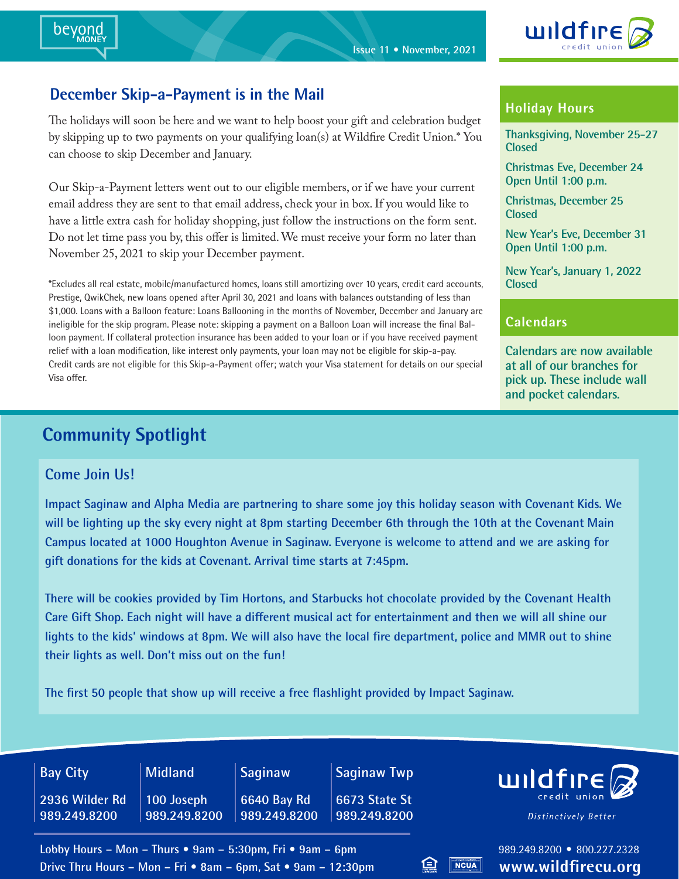beyond MONEY

Issue 11 • November, 2021

wildfire credit union

## December Skip-a-Payment is in the Mail

The holidays will soon be here and we want to help boost your gift and celebration budget by skipping up to two payments on your qualifying loan(s) at Wildfire Credit Union.* You can choose to skip December and January.

Our Skip-a-Payment letters went out to our eligible members, or if we have your current email address they are sent to that email address, check your in box. If you would like to have a little extra cash for holiday shopping, just follow the instructions on the form sent. Do not let time pass you by, this offer is limited. We must receive your form no later than November 25, 2021 to skip your December payment.

*Excludes all real estate, mobile/manufactured homes, loans still amortizing over 10 years, credit card accounts, Prestige, QwikChek, new loans opened after April 30, 2021 and loans with balances outstanding of less than $1,000. Loans with a Balloon feature: Loans Ballooning in the months of November, December and January are ineligible for the skip program. Please note: skipping a payment on a Balloon Loan will increase the final Balloon payment. If collateral protection insurance has been added to your loan or if you have received payment relief with a loan modification, like interest only payments, your loan may not be eligible for skip-a-pay. Credit cards are not eligible for this Skip-a-Payment offer; watch your Visa statement for details on our special Visa offer.

## Holiday Hours

**Thanksgiving, November 25-27**
Closed

**Christmas Eve, December 24**
Open Until 1:00 p.m.

**Christmas, December 25**
Closed

**New Year's Eve, December 31**
Open Until 1:00 p.m.

**New Year's, January 1, 2022**
Closed

## Calendars

Calendars are now available at all of our branches for pick up. These include wall and pocket calendars.

## Community Spotlight

### Come Join Us!

Impact Saginaw and Alpha Media are partnering to share some joy this holiday season with Covenant Kids. We will be lighting up the sky every night at 8pm starting December 6th through the 10th at the Covenant Main Campus located at 1000 Houghton Avenue in Saginaw. Everyone is welcome to attend and we are asking for gift donations for the kids at Covenant. Arrival time starts at 7:45pm.

There will be cookies provided by Tim Hortons, and Starbucks hot chocolate provided by the Covenant Health Care Gift Shop. Each night will have a different musical act for entertainment and then we will all shine our lights to the kids' windows at 8pm. We will also have the local fire department, police and MMR out to shine their lights as well. Don't miss out on the fun!

The first 50 people that show up will receive a free flashlight provided by Impact Saginaw.

| Bay City | Midland | Saginaw | Saginaw Twp |
|---|---|---|---|
| 2936 Wilder Rd | 100 Joseph | 6640 Bay Rd | 6673 State St |
| 989.249.8200 | 989.249.8200 | 989.249.8200 | 989.249.8200 |

Lobby Hours – Mon – Thurs • 9am – 5:30pm, Fri • 9am – 6pm
Drive Thru Hours – Mon – Fri • 8am – 6pm, Sat • 9am – 12:30pm

wildfire credit union
*Distinctively Better*

989.249.8200 • 800.227.2328
www.wildfirecu.org

NCUA